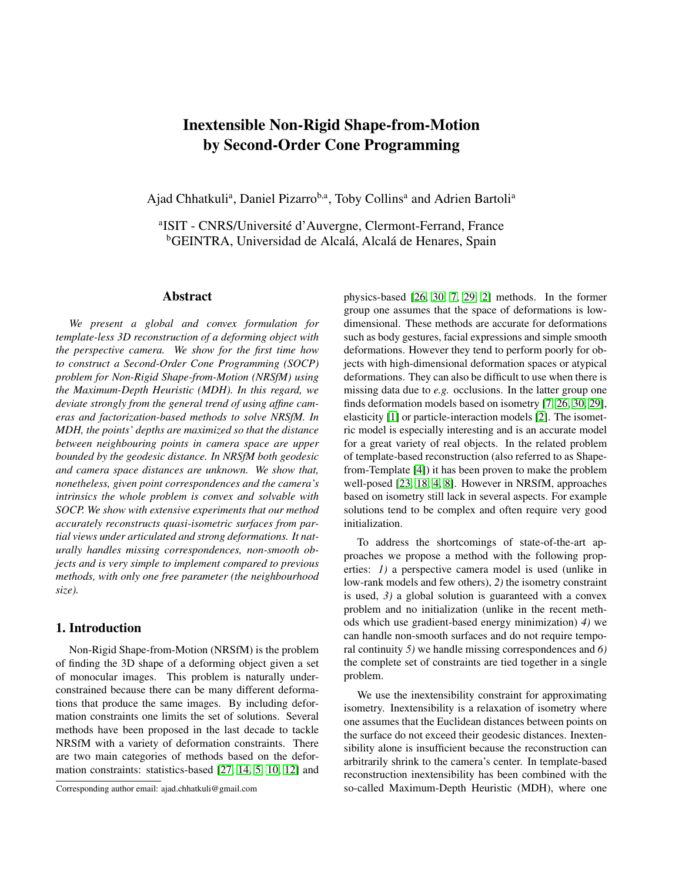# Inextensible Non-Rigid Shape-from-Motion by Second-Order Cone Programming

Ajad Chhatkuli[a], Daniel Pizarro[b,a], Toby Collins[a] and Adrien Bartoli[a]

[a]ISIT - CNRS/Université d'Auvergne, Clermont-Ferrand, France
[b]GEINTRA, Universidad de Alcalá, Alcalá de Henares, Spain

## Abstract

*We present a global and convex formulation for template-less 3D reconstruction of a deforming object with the perspective camera. We show for the first time how to construct a Second-Order Cone Programming (SOCP) problem for Non-Rigid Shape-from-Motion (NRSfM) using the Maximum-Depth Heuristic (MDH). In this regard, we deviate strongly from the general trend of using affine cameras and factorization-based methods to solve NRSfM. In MDH, the points' depths are maximized so that the distance between neighbouring points in camera space are upper bounded by the geodesic distance. In NRSfM both geodesic and camera space distances are unknown. We show that, nonetheless, given point correspondences and the camera's intrinsics the whole problem is convex and solvable with SOCP. We show with extensive experiments that our method accurately reconstructs quasi-isometric surfaces from partial views under articulated and strong deformations. It naturally handles missing correspondences, non-smooth objects and is very simple to implement compared to previous methods, with only one free parameter (the neighbourhood size).*

## 1. Introduction

Non-Rigid Shape-from-Motion (NRSfM) is the problem of finding the 3D shape of a deforming object given a set of monocular images. This problem is naturally underconstrained because there can be many different deformations that produce the same images. By including deformation constraints one limits the set of solutions. Several methods have been proposed in the last decade to tackle NRSfM with a variety of deformation constraints. There are two main categories of methods based on the deformation constraints: statistics-based [27, 14, 5, 10, 12] and physics-based [26, 30, 7, 29, 2] methods. In the former group one assumes that the space of deformations is low-dimensional. These methods are accurate for deformations such as body gestures, facial expressions and simple smooth deformations. However they tend to perform poorly for objects with high-dimensional deformation spaces or atypical deformations. They can also be difficult to use when there is missing data due to *e.g.* occlusions. In the latter group one finds deformation models based on isometry [7, 26, 30, 29], elasticity [1] or particle-interaction models [2]. The isometric model is especially interesting and is an accurate model for a great variety of real objects. In the related problem of template-based reconstruction (also referred to as Shape-from-Template [4]) it has been proven to make the problem well-posed [23, 18, 4, 8]. However in NRSfM, approaches based on isometry still lack in several aspects. For example solutions tend to be complex and often require very good initialization.

To address the shortcomings of state-of-the-art approaches we propose a method with the following properties: *1)* a perspective camera model is used (unlike in low-rank models and few others), *2)* the isometry constraint is used, *3)* a global solution is guaranteed with a convex problem and no initialization (unlike in the recent methods which use gradient-based energy minimization) *4)* we can handle non-smooth surfaces and do not require temporal continuity *5)* we handle missing correspondences and *6)* the complete set of constraints are tied together in a single problem.

We use the inextensibility constraint for approximating isometry. Inextensibility is a relaxation of isometry where one assumes that the Euclidean distances between points on the surface do not exceed their geodesic distances. Inextensibility alone is insufficient because the reconstruction can arbitrarily shrink to the camera's center. In template-based reconstruction inextensibility has been combined with the so-called Maximum-Depth Heuristic (MDH), where one

Corresponding author email: ajad.chhatkuli@gmail.com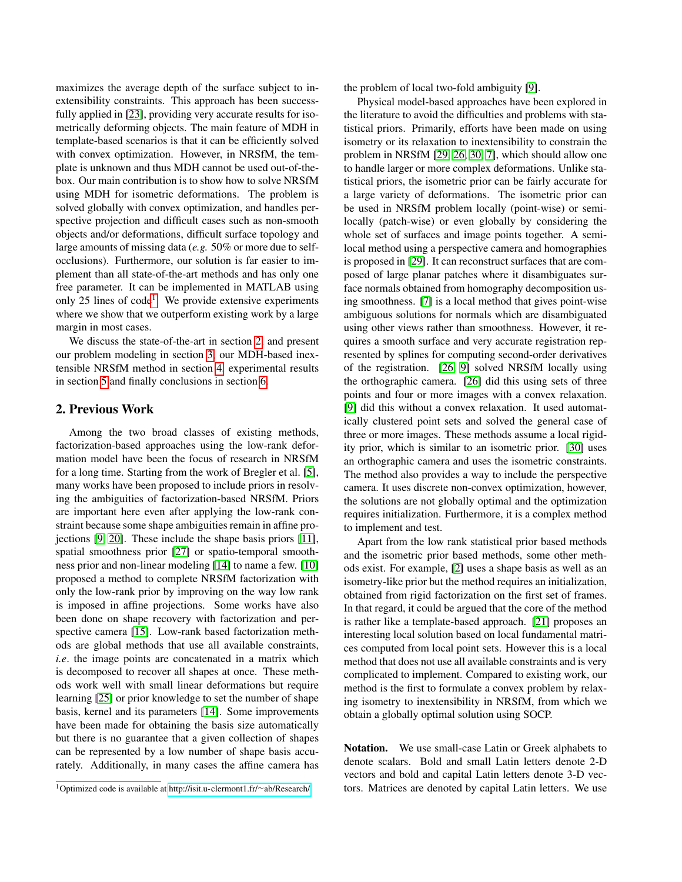maximizes the average depth of the surface subject to inextensibility constraints. This approach has been successfully applied in [23], providing very accurate results for isometrically deforming objects. The main feature of MDH in template-based scenarios is that it can be efficiently solved with convex optimization. However, in NRSfM, the template is unknown and thus MDH cannot be used out-of-the-box. Our main contribution is to show how to solve NRSfM using MDH for isometric deformations. The problem is solved globally with convex optimization, and handles perspective projection and difficult cases such as non-smooth objects and/or deformations, difficult surface topology and large amounts of missing data (*e.g.* 50% or more due to self-occlusions). Furthermore, our solution is far easier to implement than all state-of-the-art methods and has only one free parameter. It can be implemented in MATLAB using only 25 lines of code[1]. We provide extensive experiments where we show that we outperform existing work by a large margin in most cases.

We discuss the state-of-the-art in section 2, and present our problem modeling in section 3, our MDH-based inextensible NRSfM method in section 4, experimental results in section 5 and finally conclusions in section 6.

## 2. Previous Work

Among the two broad classes of existing methods, factorization-based approaches using the low-rank deformation model have been the focus of research in NRSfM for a long time. Starting from the work of Bregler et al. [5], many works have been proposed to include priors in resolving the ambiguities of factorization-based NRSfM. Priors are important here even after applying the low-rank constraint because some shape ambiguities remain in affine projections [9, 20]. These include the shape basis priors [11], spatial smoothness prior [27] or spatio-temporal smoothness prior and non-linear modeling [14] to name a few. [10] proposed a method to complete NRSfM factorization with only the low-rank prior by improving on the way low rank is imposed in affine projections. Some works have also been done on shape recovery with factorization and perspective camera [15]. Low-rank based factorization methods are global methods that use all available constraints, *i.e.* the image points are concatenated in a matrix which is decomposed to recover all shapes at once. These methods work well with small linear deformations but require learning [25] or prior knowledge to set the number of shape basis, kernel and its parameters [14]. Some improvements have been made for obtaining the basis size automatically but there is no guarantee that a given collection of shapes can be represented by a low number of shape basis accurately. Additionally, in many cases the affine camera has the problem of local two-fold ambiguity [9].

Physical model-based approaches have been explored in the literature to avoid the difficulties and problems with statistical priors. Primarily, efforts have been made on using isometry or its relaxation to inextensibility to constrain the problem in NRSfM [29, 26, 30, 7], which should allow one to handle larger or more complex deformations. Unlike statistical priors, the isometric prior can be fairly accurate for a large variety of deformations. The isometric prior can be used in NRSfM problem locally (point-wise) or semi-locally (patch-wise) or even globally by considering the whole set of surfaces and image points together. A semi-local method using a perspective camera and homographies is proposed in [29]. It can reconstruct surfaces that are composed of large planar patches where it disambiguates surface normals obtained from homography decomposition using smoothness. [7] is a local method that gives point-wise ambiguous solutions for normals which are disambiguated using other views rather than smoothness. However, it requires a smooth surface and very accurate registration represented by splines for computing second-order derivatives of the registration. [26, 9] solved NRSfM locally using the orthographic camera. [26] did this using sets of three points and four or more images with a convex relaxation. [9] did this without a convex relaxation. It used automatically clustered point sets and solved the general case of three or more images. These methods assume a local rigidity prior, which is similar to an isometric prior. [30] uses an orthographic camera and uses the isometric constraints. The method also provides a way to include the perspective camera. It uses discrete non-convex optimization, however, the solutions are not globally optimal and the optimization requires initialization. Furthermore, it is a complex method to implement and test.

Apart from the low rank statistical prior based methods and the isometric prior based methods, some other methods exist. For example, [2] uses a shape basis as well as an isometry-like prior but the method requires an initialization, obtained from rigid factorization on the first set of frames. In that regard, it could be argued that the core of the method is rather like a template-based approach. [21] proposes an interesting local solution based on local fundamental matrices computed from local point sets. However this is a local method that does not use all available constraints and is very complicated to implement. Compared to existing work, our method is the first to formulate a convex problem by relaxing isometry to inextensibility in NRSfM, from which we obtain a globally optimal solution using SOCP.

**Notation.** We use small-case Latin or Greek alphabets to denote scalars. Bold and small Latin letters denote 2-D vectors and bold and capital Latin letters denote 3-D vectors. Matrices are denoted by capital Latin letters. We use

[1] Optimized code is available at http://isit.u-clermont1.fr/~ab/Research/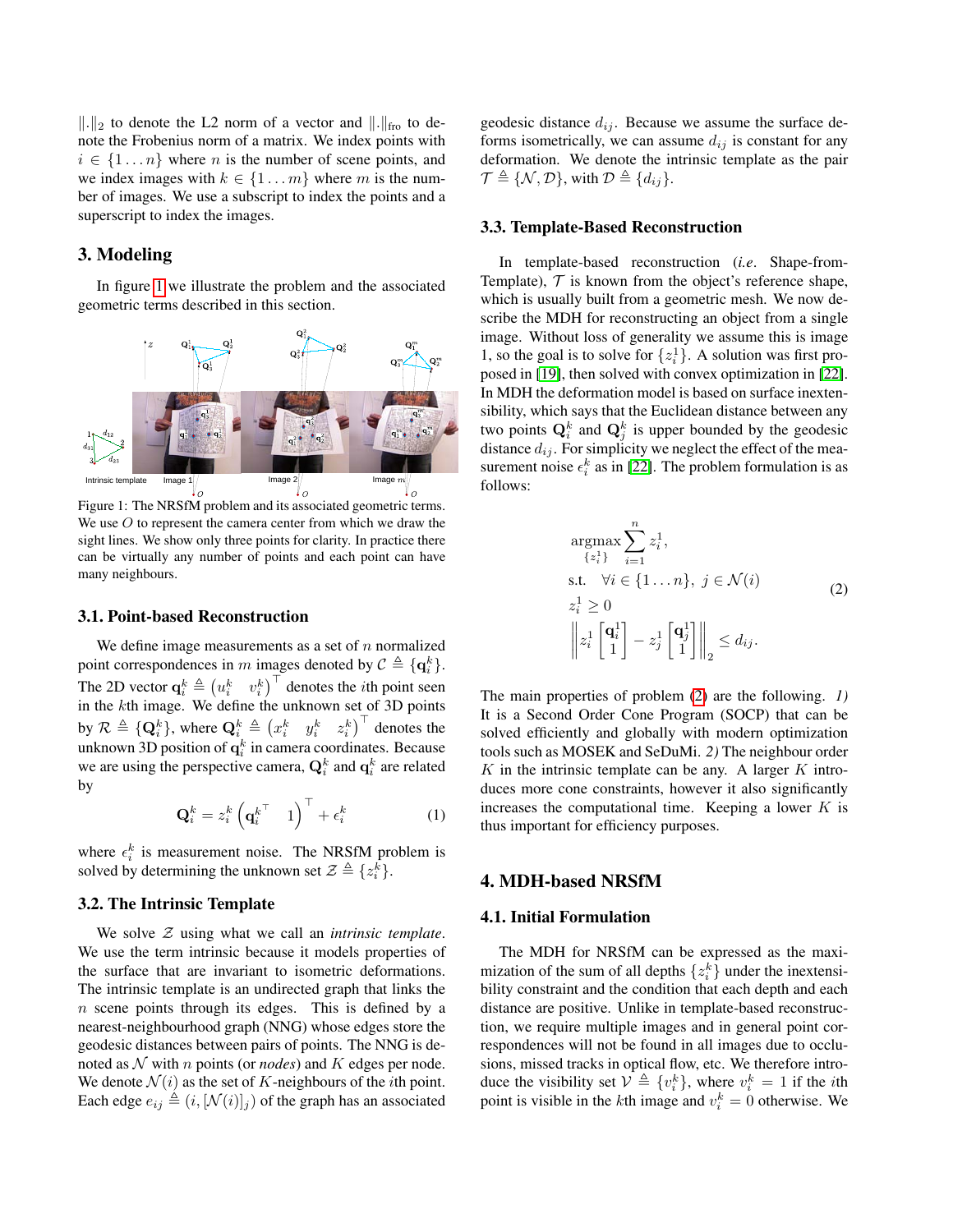$\|.\|_2$ to denote the L2 norm of a vector and $\|.\|_{\text{fro}}$ to denote the Frobenius norm of a matrix. We index points with $i \in \{1 \ldots n\}$ where $n$ is the number of scene points, and we index images with $k \in \{1 \ldots m\}$ where $m$ is the number of images. We use a subscript to index the points and a superscript to index the images.

## 3. Modeling

In figure 1 we illustrate the problem and the associated geometric terms described in this section.

Figure 1: The NRSfM problem and its associated geometric terms. We use $O$ to represent the camera center from which we draw the sight lines. We show only three points for clarity. In practice there can be virtually any number of points and each point can have many neighbours.

### 3.1. Point-based Reconstruction

We define image measurements as a set of $n$ normalized point correspondences in $m$ images denoted by $\mathcal{C} \triangleq \{\mathbf{q}_i^k\}$. The 2D vector $\mathbf{q}_i^k \triangleq \begin{pmatrix} u_i^k & v_i^k \end{pmatrix}^\top$ denotes the $i$th point seen in the $k$th image. We define the unknown set of 3D points by $\mathcal{R} \triangleq \{\mathbf{Q}_i^k\}$, where $\mathbf{Q}_i^k \triangleq \begin{pmatrix} x_i^k & y_i^k & z_i^k \end{pmatrix}^\top$ denotes the unknown 3D position of $\mathbf{q}_i^k$ in camera coordinates. Because we are using the perspective camera, $\mathbf{Q}_i^k$ and $\mathbf{q}_i^k$ are related by

$$\mathbf{Q}_i^k = z_i^k \begin{pmatrix} \mathbf{q}_i^{k\top} & 1 \end{pmatrix}^\top + \epsilon_i^k \tag{1}$$

where $\epsilon_i^k$ is measurement noise. The NRSfM problem is solved by determining the unknown set $\mathcal{Z} \triangleq \{z_i^k\}$.

### 3.2. The Intrinsic Template

We solve $\mathcal{Z}$ using what we call an *intrinsic template*. We use the term intrinsic because it models properties of the surface that are invariant to isometric deformations. The intrinsic template is an undirected graph that links the $n$ scene points through its edges. This is defined by a nearest-neighbourhood graph (NNG) whose edges store the geodesic distances between pairs of points. The NNG is denoted as $\mathcal{N}$ with $n$ points (or *nodes*) and $K$ edges per node. We denote $\mathcal{N}(i)$ as the set of $K$-neighbours of the $i$th point. Each edge $e_{ij} \triangleq (i, [\mathcal{N}(i)]_j)$ of the graph has an associated geodesic distance $d_{ij}$. Because we assume the surface deforms isometrically, we can assume $d_{ij}$ is constant for any deformation. We denote the intrinsic template as the pair $\mathcal{T} \triangleq \{\mathcal{N}, \mathcal{D}\}$, with $\mathcal{D} \triangleq \{d_{ij}\}$.

### 3.3. Template-Based Reconstruction

In template-based reconstruction (*i.e.* Shape-from-Template), $\mathcal{T}$ is known from the object's reference shape, which is usually built from a geometric mesh. We now describe the MDH for reconstructing an object from a single image. Without loss of generality we assume this is image 1, so the goal is to solve for $\{z_i^1\}$. A solution was first proposed in [19], then solved with convex optimization in [22]. In MDH the deformation model is based on surface inextensibility, which says that the Euclidean distance between any two points $\mathbf{Q}_i^k$ and $\mathbf{Q}_j^k$ is upper bounded by the geodesic distance $d_{ij}$. For simplicity we neglect the effect of the measurement noise $\epsilon_i^k$ as in [22]. The problem formulation is as follows:

$$\begin{aligned}
&\underset{\{z_i^1\}}{\text{argmax}} \sum_{i=1}^{n} z_i^1, \\
&\text{s.t.} \quad \forall i \in \{1 \ldots n\},\ j \in \mathcal{N}(i) \\
&z_i^1 \geq 0 \\
&\left\| z_i^1 \begin{bmatrix} \mathbf{q}_i^1 \\ 1 \end{bmatrix} - z_j^1 \begin{bmatrix} \mathbf{q}_j^1 \\ 1 \end{bmatrix} \right\|_2 \leq d_{ij}.
\end{aligned} \tag{2}$$

The main properties of problem (2) are the following. *1)* It is a Second Order Cone Program (SOCP) that can be solved efficiently and globally with modern optimization tools such as MOSEK and SeDuMi. *2)* The neighbour order $K$ in the intrinsic template can be any. A larger $K$ introduces more cone constraints, however it also significantly increases the computational time. Keeping a lower $K$ is thus important for efficiency purposes.

## 4. MDH-based NRSfM

### 4.1. Initial Formulation

The MDH for NRSfM can be expressed as the maximization of the sum of all depths $\{z_i^k\}$ under the inextensibility constraint and the condition that each depth and each distance are positive. Unlike in template-based reconstruction, we require multiple images and in general point correspondences will not be found in all images due to occlusions, missed tracks in optical flow, etc. We therefore introduce the visibility set $\mathcal{V} \triangleq \{v_i^k\}$, where $v_i^k = 1$ if the $i$th point is visible in the $k$th image and $v_i^k = 0$ otherwise. We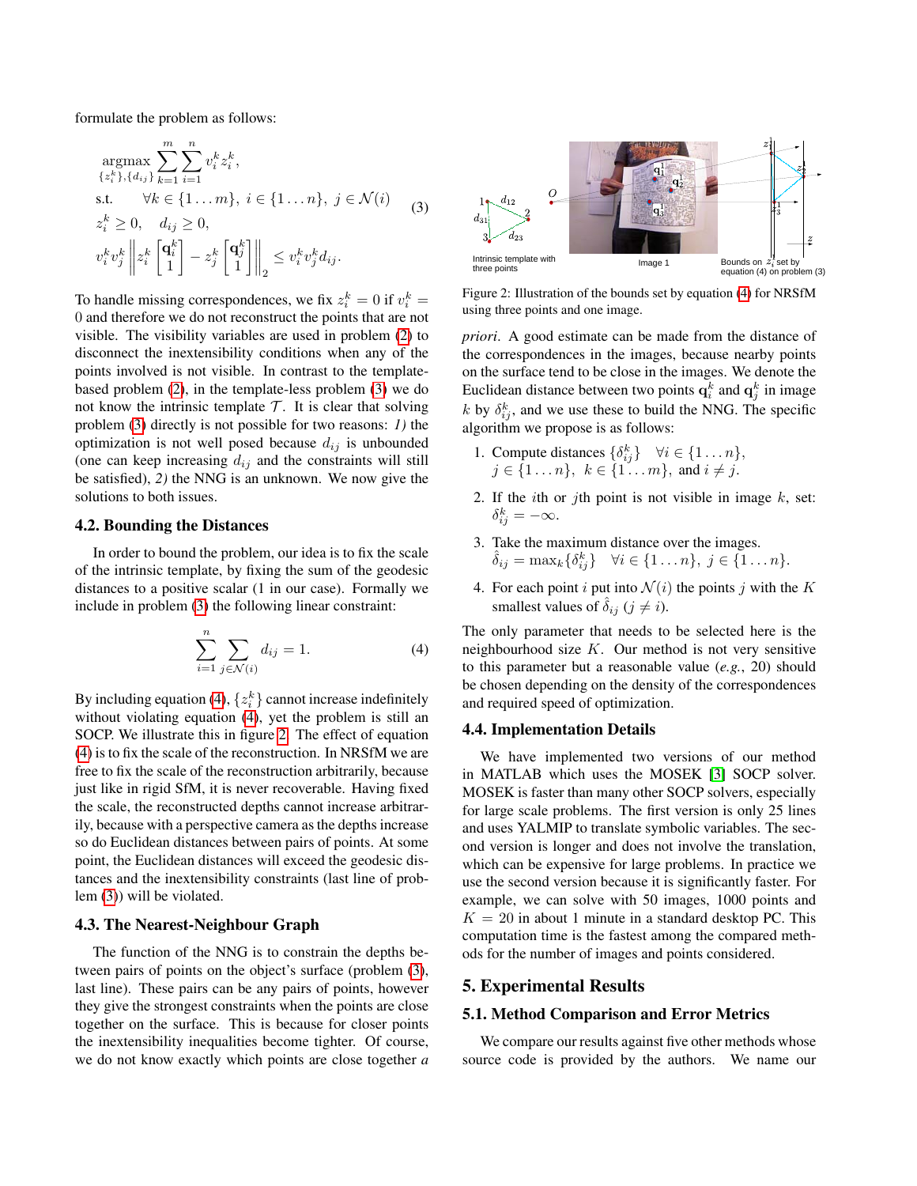formulate the problem as follows:

$$
\begin{aligned}
&\underset{\{z_i^k\},\{d_{ij}\}}{\operatorname{argmax}} \sum_{k=1}^{m}\sum_{i=1}^{n} v_i^k z_i^k, \\
&\text{s.t.} \quad \forall k \in \{1\dots m\},\ i \in \{1\dots n\},\ j \in \mathcal{N}(i) \\
&z_i^k \geq 0, \quad d_{ij} \geq 0, \\
&v_i^k v_j^k \left\| z_i^k \begin{bmatrix} \mathbf{q}_i^k \\ 1 \end{bmatrix} - z_j^k \begin{bmatrix} \mathbf{q}_j^k \\ 1 \end{bmatrix} \right\|_2 \leq v_i^k v_j^k d_{ij}.
\end{aligned} \tag{3}
$$

To handle missing correspondences, we fix $z_i^k = 0$ if $v_i^k = 0$ and therefore we do not reconstruct the points that are not visible. The visibility variables are used in problem (2) to disconnect the inextensibility conditions when any of the points involved is not visible. In contrast to the template-based problem (2), in the template-less problem (3) we do not know the intrinsic template $\mathcal{T}$. It is clear that solving problem (3) directly is not possible for two reasons: *1)* the optimization is not well posed because $d_{ij}$ is unbounded (one can keep increasing $d_{ij}$ and the constraints will still be satisfied), *2)* the NNG is an unknown. We now give the solutions to both issues.

### 4.2. Bounding the Distances

In order to bound the problem, our idea is to fix the scale of the intrinsic template, by fixing the sum of the geodesic distances to a positive scalar (1 in our case). Formally we include in problem (3) the following linear constraint:

$$
\sum_{i=1}^{n} \sum_{j \in \mathcal{N}(i)} d_{ij} = 1. \tag{4}
$$

By including equation (4), $\{z_i^k\}$ cannot increase indefinitely without violating equation (4), yet the problem is still an SOCP. We illustrate this in figure 2. The effect of equation (4) is to fix the scale of the reconstruction. In NRSfM we are free to fix the scale of the reconstruction arbitrarily, because just like in rigid SfM, it is never recoverable. Having fixed the scale, the reconstructed depths cannot increase arbitrarily, because with a perspective camera as the depths increase so do Euclidean distances between pairs of points. At some point, the Euclidean distances will exceed the geodesic distances and the inextensibility constraints (last line of problem (3)) will be violated.

### 4.3. The Nearest-Neighbour Graph

The function of the NNG is to constrain the depths between pairs of points on the object's surface (problem (3), last line). These pairs can be any pairs of points, however they give the strongest constraints when the points are close together on the surface. This is because for closer points the inextensibility inequalities become tighter. Of course, we do not know exactly which points are close together *a priori*. A good estimate can be made from the distance of the correspondences in the images, because nearby points on the surface tend to be close in the images. We denote the Euclidean distance between two points $\mathbf{q}_i^k$ and $\mathbf{q}_j^k$ in image $k$ by $\delta_{ij}^k$, and we use these to build the NNG. The specific algorithm we propose is as follows:

Figure 2: Illustration of the bounds set by equation (4) for NRSfM using three points and one image.

1. Compute distances $\{\delta_{ij}^k\}$ $\forall i \in \{1\dots n\}$, $j \in \{1\dots n\}$, $k \in \{1\dots m\}$, and $i \neq j$.
2. If the $i$th or $j$th point is not visible in image $k$, set: $\delta_{ij}^k = -\infty$.
3. Take the maximum distance over the images. $\hat{\delta}_{ij} = \max_k\{\delta_{ij}^k\}$ $\forall i \in \{1\dots n\}$, $j \in \{1\dots n\}$.
4. For each point $i$ put into $\mathcal{N}(i)$ the points $j$ with the $K$ smallest values of $\hat{\delta}_{ij}$ ($j \neq i$).

The only parameter that needs to be selected here is the neighbourhood size $K$. Our method is not very sensitive to this parameter but a reasonable value (*e.g.*, 20) should be chosen depending on the density of the correspondences and required speed of optimization.

### 4.4. Implementation Details

We have implemented two versions of our method in MATLAB which uses the MOSEK [3] SOCP solver. MOSEK is faster than many other SOCP solvers, especially for large scale problems. The first version is only 25 lines and uses YALMIP to translate symbolic variables. The second version is longer and does not involve the translation, which can be expensive for large problems. In practice we use the second version because it is significantly faster. For example, we can solve with 50 images, 1000 points and $K = 20$ in about 1 minute in a standard desktop PC. This computation time is the fastest among the compared methods for the number of images and points considered.

## 5. Experimental Results

### 5.1. Method Comparison and Error Metrics

We compare our results against five other methods whose source code is provided by the authors. We name our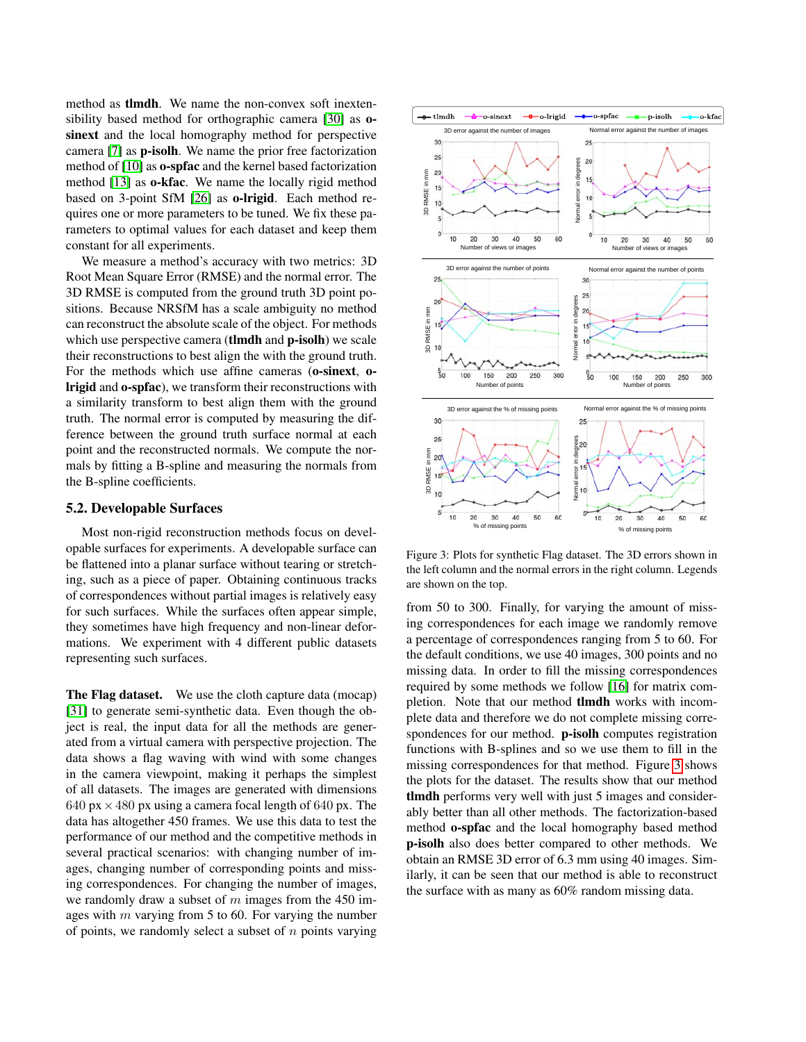method as **tlmdh**. We name the non-convex soft inextensibility based method for orthographic camera [30] as **o-sinext** and the local homography method for perspective camera [7] as **p-isolh**. We name the prior free factorization method of [10] as **o-spfac** and the kernel based factorization method [13] as **o-kfac**. We name the locally rigid method based on 3-point SfM [26] as **o-lrigid**. Each method requires one or more parameters to be tuned. We fix these parameters to optimal values for each dataset and keep them constant for all experiments.

We measure a method's accuracy with two metrics: 3D Root Mean Square Error (RMSE) and the normal error. The 3D RMSE is computed from the ground truth 3D point positions. Because NRSfM has a scale ambiguity no method can reconstruct the absolute scale of the object. For methods which use perspective camera (**tlmdh** and **p-isolh**) we scale their reconstructions to best align the with the ground truth. For the methods which use affine cameras (**o-sinext**, **o-lrigid** and **o-spfac**), we transform their reconstructions with a similarity transform to best align them with the ground truth. The normal error is computed by measuring the difference between the ground truth surface normal at each point and the reconstructed normals. We compute the normals by fitting a B-spline and measuring the normals from the B-spline coefficients.

## 5.2. Developable Surfaces

Most non-rigid reconstruction methods focus on developable surfaces for experiments. A developable surface can be flattened into a planar surface without tearing or stretching, such as a piece of paper. Obtaining continuous tracks of correspondences without partial images is relatively easy for such surfaces. While the surfaces often appear simple, they sometimes have high frequency and non-linear deformations. We experiment with 4 different public datasets representing such surfaces.

**The Flag dataset.** We use the cloth capture data (mocap) [31] to generate semi-synthetic data. Even though the object is real, the input data for all the methods are generated from a virtual camera with perspective projection. The data shows a flag waving with wind with some changes in the camera viewpoint, making it perhaps the simplest of all datasets. The images are generated with dimensions 640 px $\times$ 480 px using a camera focal length of 640 px. The data has altogether 450 frames. We use this data to test the performance of our method and the competitive methods in several practical scenarios: with changing number of images, changing number of corresponding points and missing correspondences. For changing the number of images, we randomly draw a subset of $m$ images from the 450 images with $m$ varying from 5 to 60. For varying the number of points, we randomly select a subset of $n$ points varying from 50 to 300. Finally, for varying the amount of missing correspondences for each image we randomly remove a percentage of correspondences ranging from 5 to 60. For the default conditions, we use 40 images, 300 points and no missing data. In order to fill the missing correspondences required by some methods we follow [16] for matrix completion. Note that our method **tlmdh** works with incomplete data and therefore we do not complete missing correspondences for our method. **p-isolh** computes registration functions with B-splines and so we use them to fill in the missing correspondences for that method. Figure 3 shows the plots for the dataset. The results show that our method **tlmdh** performs very well with just 5 images and considerably better than all other methods. The factorization-based method **o-spfac** and the local homography based method **p-isolh** also does better compared to other methods. We obtain an RMSE 3D error of 6.3 mm using 40 images. Similarly, it can be seen that our method is able to reconstruct the surface with as many as 60% random missing data.

Figure 3: Plots for synthetic Flag dataset. The 3D errors shown in the left column and the normal errors in the right column. Legends are shown on the top.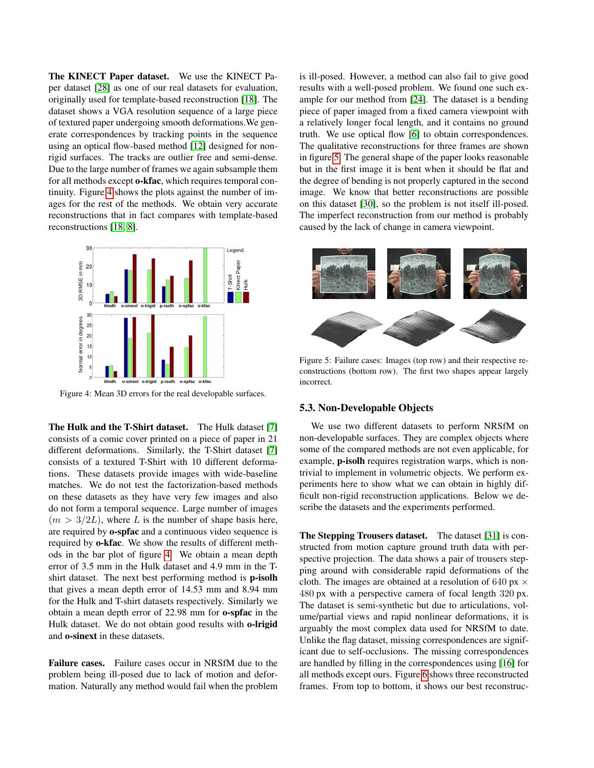**The KINECT Paper dataset.** We use the KINECT Paper dataset [28] as one of our real datasets for evaluation, originally used for template-based reconstruction [18]. The dataset shows a VGA resolution sequence of a large piece of textured paper undergoing smooth deformations. We generate correspondences by tracking points in the sequence using an optical flow-based method [12] designed for non-rigid surfaces. The tracks are outlier free and semi-dense. Due to the large number of frames we again subsample them for all methods except **o-kfac**, which requires temporal continuity. Figure 4 shows the plots against the number of images for the rest of the methods. We obtain very accurate reconstructions that in fact compares with template-based reconstructions [18, 8].

Figure 4: Mean 3D errors for the real developable surfaces.

**The Hulk and the T-Shirt dataset.** The Hulk dataset [7] consists of a comic cover printed on a piece of paper in 21 different deformations. Similarly, the T-Shirt dataset [7] consists of a textured T-Shirt with 10 different deformations. These datasets provide images with wide-baseline matches. We do not test the factorization-based methods on these datasets as they have very few images and also do not form a temporal sequence. Large number of images ($m > 3/2L$), where $L$ is the number of shape basis here, are required by **o-spfac** and a continuous video sequence is required by **o-kfac**. We show the results of different methods in the bar plot of figure 4. We obtain a mean depth error of 3.5 mm in the Hulk dataset and 4.9 mm in the T-shirt dataset. The next best performing method is **p-isolh** that gives a mean depth error of 14.53 mm and 8.94 mm for the Hulk and T-shirt datasets respectively. Similarly we obtain a mean depth error of 22.98 mm for **o-spfac** in the Hulk dataset. We do not obtain good results with **o-lrigid** and **o-sinext** in these datasets.

**Failure cases.** Failure cases occur in NRSfM due to the problem being ill-posed due to lack of motion and deformation. Naturally any method would fail when the problem is ill-posed. However, a method can also fail to give good results with a well-posed problem. We found one such example for our method from [24]. The dataset is a bending piece of paper imaged from a fixed camera viewpoint with a relatively longer focal length, and it contains no ground truth. We use optical flow [6] to obtain correspondences. The qualitative reconstructions for three frames are shown in figure 5. The general shape of the paper looks reasonable but in the first image it is bent when it should be flat and the degree of bending is not properly captured in the second image. We know that better reconstructions are possible on this dataset [30], so the problem is not itself ill-posed. The imperfect reconstruction from our method is probably caused by the lack of change in camera viewpoint.

Figure 5: Failure cases: Images (top row) and their respective reconstructions (bottom row). The first two shapes appear largely incorrect.

## 5.3. Non-Developable Objects

We use two different datasets to perform NRSfM on non-developable surfaces. They are complex objects where some of the compared methods are not even applicable, for example, **p-isolh** requires registration warps, which is non-trivial to implement in volumetric objects. We perform experiments here to show what we can obtain in highly difficult non-rigid reconstruction applications. Below we describe the datasets and the experiments performed.

**The Stepping Trousers dataset.** The dataset [31] is constructed from motion capture ground truth data with perspective projection. The data shows a pair of trousers stepping around with considerable rapid deformations of the cloth. The images are obtained at a resolution of 640 px $\times$ 480 px with a perspective camera of focal length 320 px. The dataset is semi-synthetic but due to articulations, volume/partial views and rapid nonlinear deformations, it is arguably the most complex data used for NRSfM to date. Unlike the flag dataset, missing correspondences are significant due to self-occlusions. The missing correspondences are handled by filling in the correspondences using [16] for all methods except ours. Figure 6 shows three reconstructed frames. From top to bottom, it shows our best reconstruc-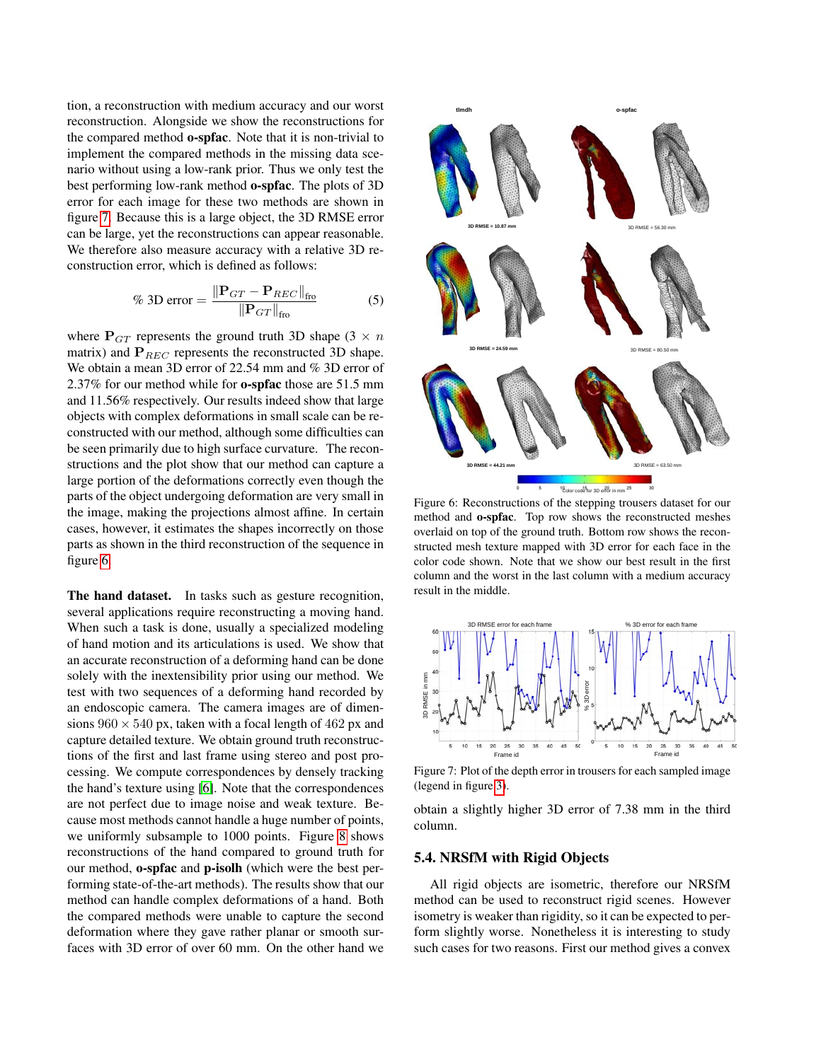tion, a reconstruction with medium accuracy and our worst reconstruction. Alongside we show the reconstructions for the compared method **o-spfac**. Note that it is non-trivial to implement the compared methods in the missing data scenario without using a low-rank prior. Thus we only test the best performing low-rank method **o-spfac**. The plots of 3D error for each image for these two methods are shown in figure 7. Because this is a large object, the 3D RMSE error can be large, yet the reconstructions can appear reasonable. We therefore also measure accuracy with a relative 3D reconstruction error, which is defined as follows:

$$\%\ \text{3D error} = \frac{\|\mathbf{P}_{GT} - \mathbf{P}_{REC}\|_{\text{fro}}}{\|\mathbf{P}_{GT}\|_{\text{fro}}} \tag{5}$$

where $\mathbf{P}_{GT}$ represents the ground truth 3D shape ($3 \times n$ matrix) and $\mathbf{P}_{REC}$ represents the reconstructed 3D shape. We obtain a mean 3D error of 22.54 mm and % 3D error of 2.37% for our method while for **o-spfac** those are 51.5 mm and 11.56% respectively. Our results indeed show that large objects with complex deformations in small scale can be reconstructed with our method, although some difficulties can be seen primarily due to high surface curvature. The reconstructions and the plot show that our method can capture a large portion of the deformations correctly even though the parts of the object undergoing deformation are very small in the image, making the projections almost affine. In certain cases, however, it estimates the shapes incorrectly on those parts as shown in the third reconstruction of the sequence in figure 6.

**The hand dataset.** In tasks such as gesture recognition, several applications require reconstructing a moving hand. When such a task is done, usually a specialized modeling of hand motion and its articulations is used. We show that an accurate reconstruction of a deforming hand can be done solely with the inextensibility prior using our method. We test with two sequences of a deforming hand recorded by an endoscopic camera. The camera images are of dimensions $960 \times 540$ px, taken with a focal length of 462 px and capture detailed texture. We obtain ground truth reconstructions of the first and last frame using stereo and post processing. We compute correspondences by densely tracking the hand's texture using [6]. Note that the correspondences are not perfect due to image noise and weak texture. Because most methods cannot handle a huge number of points, we uniformly subsample to 1000 points. Figure 8 shows reconstructions of the hand compared to ground truth for our method, **o-spfac** and **p-isolh** (which were the best performing state-of-the-art methods). The results show that our method can handle complex deformations of a hand. Both the compared methods were unable to capture the second deformation where they gave rather planar or smooth surfaces with 3D error of over 60 mm. On the other hand we obtain a slightly higher 3D error of 7.38 mm in the third column.

Figure 6: Reconstructions of the stepping trousers dataset for our method and **o-spfac**. Top row shows the reconstructed meshes overlaid on top of the ground truth. Bottom row shows the reconstructed mesh texture mapped with 3D error for each face in the color code shown. Note that we show our best result in the first column and the worst in the last column with a medium accuracy result in the middle.

Figure 7: Plot of the depth error in trousers for each sampled image (legend in figure 3).

## 5.4. NRSfM with Rigid Objects

All rigid objects are isometric, therefore our NRSfM method can be used to reconstruct rigid scenes. However isometry is weaker than rigidity, so it can be expected to perform slightly worse. Nonetheless it is interesting to study such cases for two reasons. First our method gives a convex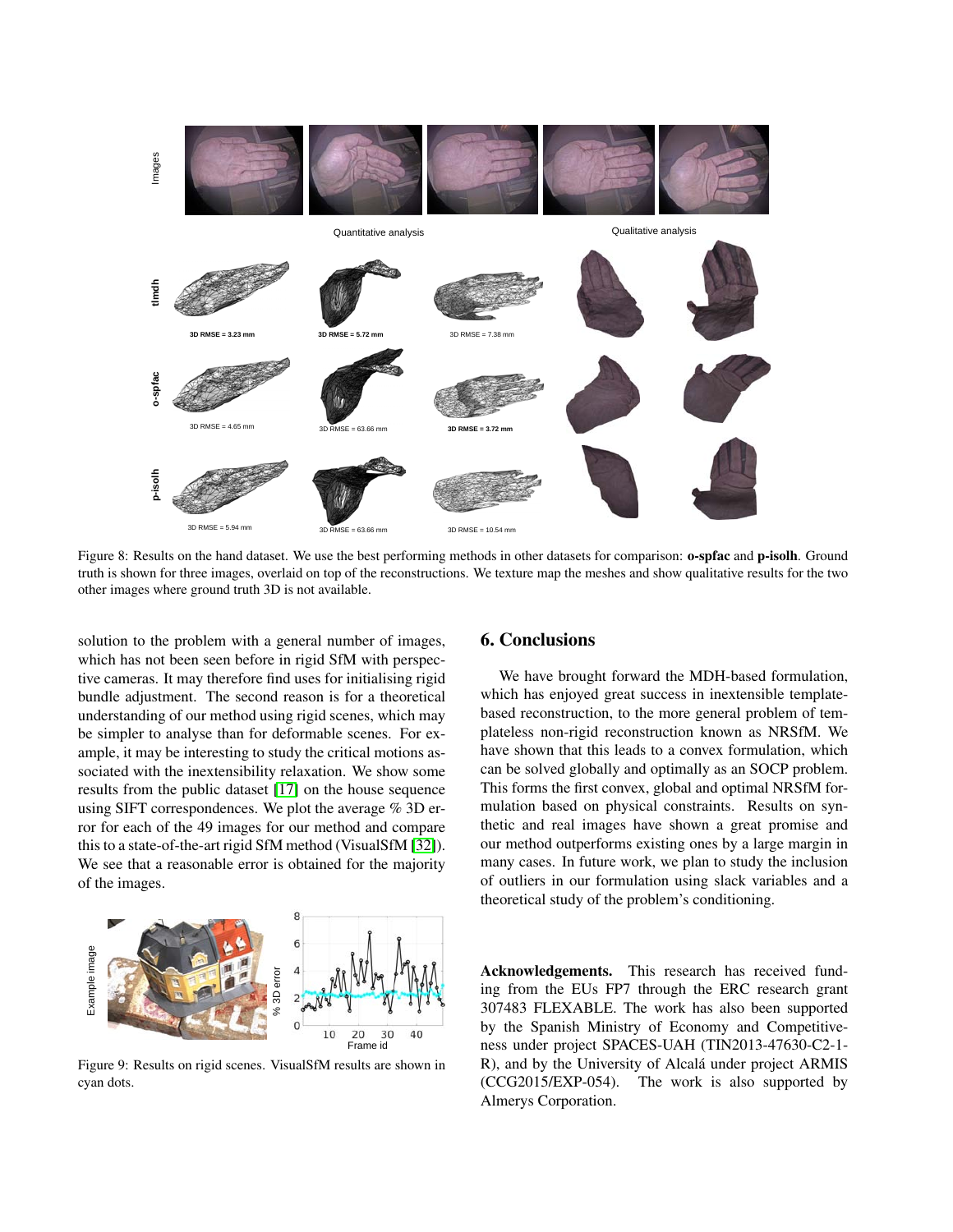Figure 8: Results on the hand dataset. We use the best performing methods in other datasets for comparison: **o-spfac** and **p-isolh**. Ground truth is shown for three images, overlaid on top of the reconstructions. We texture map the meshes and show qualitative results for the two other images where ground truth 3D is not available.

solution to the problem with a general number of images, which has not been seen before in rigid SfM with perspective cameras. It may therefore find uses for initialising rigid bundle adjustment. The second reason is for a theoretical understanding of our method using rigid scenes, which may be simpler to analyse than for deformable scenes. For example, it may be interesting to study the critical motions associated with the inextensibility relaxation. We show some results from the public dataset [17] on the house sequence using SIFT correspondences. We plot the average % 3D error for each of the 49 images for our method and compare this to a state-of-the-art rigid SfM method (VisualSfM [32]). We see that a reasonable error is obtained for the majority of the images.

Figure 9: Results on rigid scenes. VisualSfM results are shown in cyan dots.

## 6. Conclusions

We have brought forward the MDH-based formulation, which has enjoyed great success in inextensible template-based reconstruction, to the more general problem of templateless non-rigid reconstruction known as NRSfM. We have shown that this leads to a convex formulation, which can be solved globally and optimally as an SOCP problem. This forms the first convex, global and optimal NRSfM formulation based on physical constraints. Results on synthetic and real images have shown a great promise and our method outperforms existing ones by a large margin in many cases. In future work, we plan to study the inclusion of outliers in our formulation using slack variables and a theoretical study of the problem's conditioning.

**Acknowledgements.** This research has received funding from the EUs FP7 through the ERC research grant 307483 FLEXABLE. The work has also been supported by the Spanish Ministry of Economy and Competitiveness under project SPACES-UAH (TIN2013-47630-C2-1-R), and by the University of Alcalá under project ARMIS (CCG2015/EXP-054). The work is also supported by Almerys Corporation.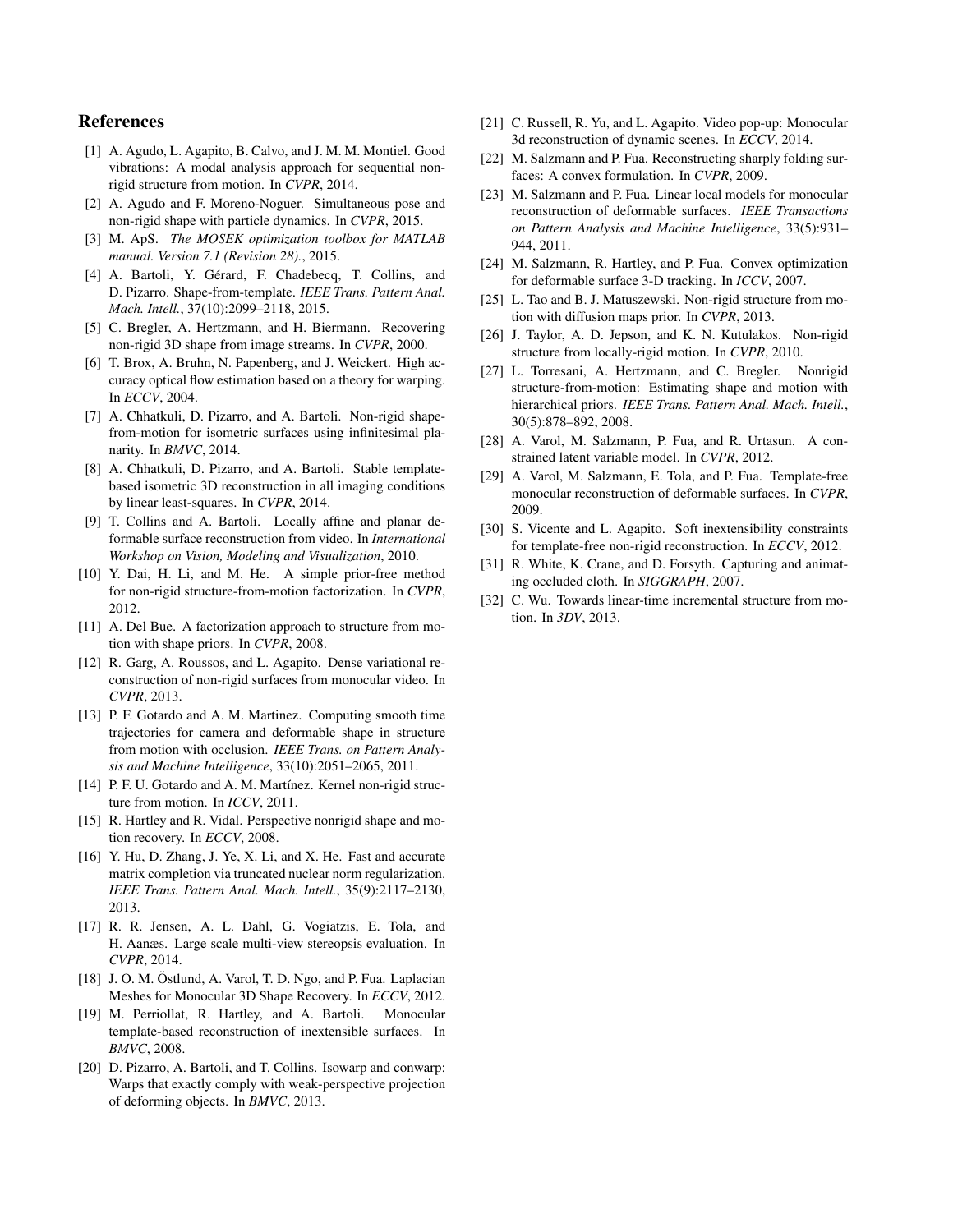## References

[1] A. Agudo, L. Agapito, B. Calvo, and J. M. M. Montiel. Good vibrations: A modal analysis approach for sequential non-rigid structure from motion. In *CVPR*, 2014.

[2] A. Agudo and F. Moreno-Noguer. Simultaneous pose and non-rigid shape with particle dynamics. In *CVPR*, 2015.

[3] M. ApS. *The MOSEK optimization toolbox for MATLAB manual. Version 7.1 (Revision 28).*, 2015.

[4] A. Bartoli, Y. Gérard, F. Chadebecq, T. Collins, and D. Pizarro. Shape-from-template. *IEEE Trans. Pattern Anal. Mach. Intell.*, 37(10):2099–2118, 2015.

[5] C. Bregler, A. Hertzmann, and H. Biermann. Recovering non-rigid 3D shape from image streams. In *CVPR*, 2000.

[6] T. Brox, A. Bruhn, N. Papenberg, and J. Weickert. High accuracy optical flow estimation based on a theory for warping. In *ECCV*, 2004.

[7] A. Chhatkuli, D. Pizarro, and A. Bartoli. Non-rigid shape-from-motion for isometric surfaces using infinitesimal planarity. In *BMVC*, 2014.

[8] A. Chhatkuli, D. Pizarro, and A. Bartoli. Stable template-based isometric 3D reconstruction in all imaging conditions by linear least-squares. In *CVPR*, 2014.

[9] T. Collins and A. Bartoli. Locally affine and planar deformable surface reconstruction from video. In *International Workshop on Vision, Modeling and Visualization*, 2010.

[10] Y. Dai, H. Li, and M. He. A simple prior-free method for non-rigid structure-from-motion factorization. In *CVPR*, 2012.

[11] A. Del Bue. A factorization approach to structure from motion with shape priors. In *CVPR*, 2008.

[12] R. Garg, A. Roussos, and L. Agapito. Dense variational reconstruction of non-rigid surfaces from monocular video. In *CVPR*, 2013.

[13] P. F. Gotardo and A. M. Martinez. Computing smooth time trajectories for camera and deformable shape in structure from motion with occlusion. *IEEE Trans. on Pattern Analysis and Machine Intelligence*, 33(10):2051–2065, 2011.

[14] P. F. U. Gotardo and A. M. Martínez. Kernel non-rigid structure from motion. In *ICCV*, 2011.

[15] R. Hartley and R. Vidal. Perspective nonrigid shape and motion recovery. In *ECCV*, 2008.

[16] Y. Hu, D. Zhang, J. Ye, X. Li, and X. He. Fast and accurate matrix completion via truncated nuclear norm regularization. *IEEE Trans. Pattern Anal. Mach. Intell.*, 35(9):2117–2130, 2013.

[17] R. R. Jensen, A. L. Dahl, G. Vogiatzis, E. Tola, and H. Aanæs. Large scale multi-view stereopsis evaluation. In *CVPR*, 2014.

[18] J. O. M. Östlund, A. Varol, T. D. Ngo, and P. Fua. Laplacian Meshes for Monocular 3D Shape Recovery. In *ECCV*, 2012.

[19] M. Perriollat, R. Hartley, and A. Bartoli. Monocular template-based reconstruction of inextensible surfaces. In *BMVC*, 2008.

[20] D. Pizarro, A. Bartoli, and T. Collins. Isowarp and conwarp: Warps that exactly comply with weak-perspective projection of deforming objects. In *BMVC*, 2013.

[21] C. Russell, R. Yu, and L. Agapito. Video pop-up: Monocular 3d reconstruction of dynamic scenes. In *ECCV*, 2014.

[22] M. Salzmann and P. Fua. Reconstructing sharply folding surfaces: A convex formulation. In *CVPR*, 2009.

[23] M. Salzmann and P. Fua. Linear local models for monocular reconstruction of deformable surfaces. *IEEE Transactions on Pattern Analysis and Machine Intelligence*, 33(5):931–944, 2011.

[24] M. Salzmann, R. Hartley, and P. Fua. Convex optimization for deformable surface 3-D tracking. In *ICCV*, 2007.

[25] L. Tao and B. J. Matuszewski. Non-rigid structure from motion with diffusion maps prior. In *CVPR*, 2013.

[26] J. Taylor, A. D. Jepson, and K. N. Kutulakos. Non-rigid structure from locally-rigid motion. In *CVPR*, 2010.

[27] L. Torresani, A. Hertzmann, and C. Bregler. Nonrigid structure-from-motion: Estimating shape and motion with hierarchical priors. *IEEE Trans. Pattern Anal. Mach. Intell.*, 30(5):878–892, 2008.

[28] A. Varol, M. Salzmann, P. Fua, and R. Urtasun. A constrained latent variable model. In *CVPR*, 2012.

[29] A. Varol, M. Salzmann, E. Tola, and P. Fua. Template-free monocular reconstruction of deformable surfaces. In *CVPR*, 2009.

[30] S. Vicente and L. Agapito. Soft inextensibility constraints for template-free non-rigid reconstruction. In *ECCV*, 2012.

[31] R. White, K. Crane, and D. Forsyth. Capturing and animating occluded cloth. In *SIGGRAPH*, 2007.

[32] C. Wu. Towards linear-time incremental structure from motion. In *3DV*, 2013.